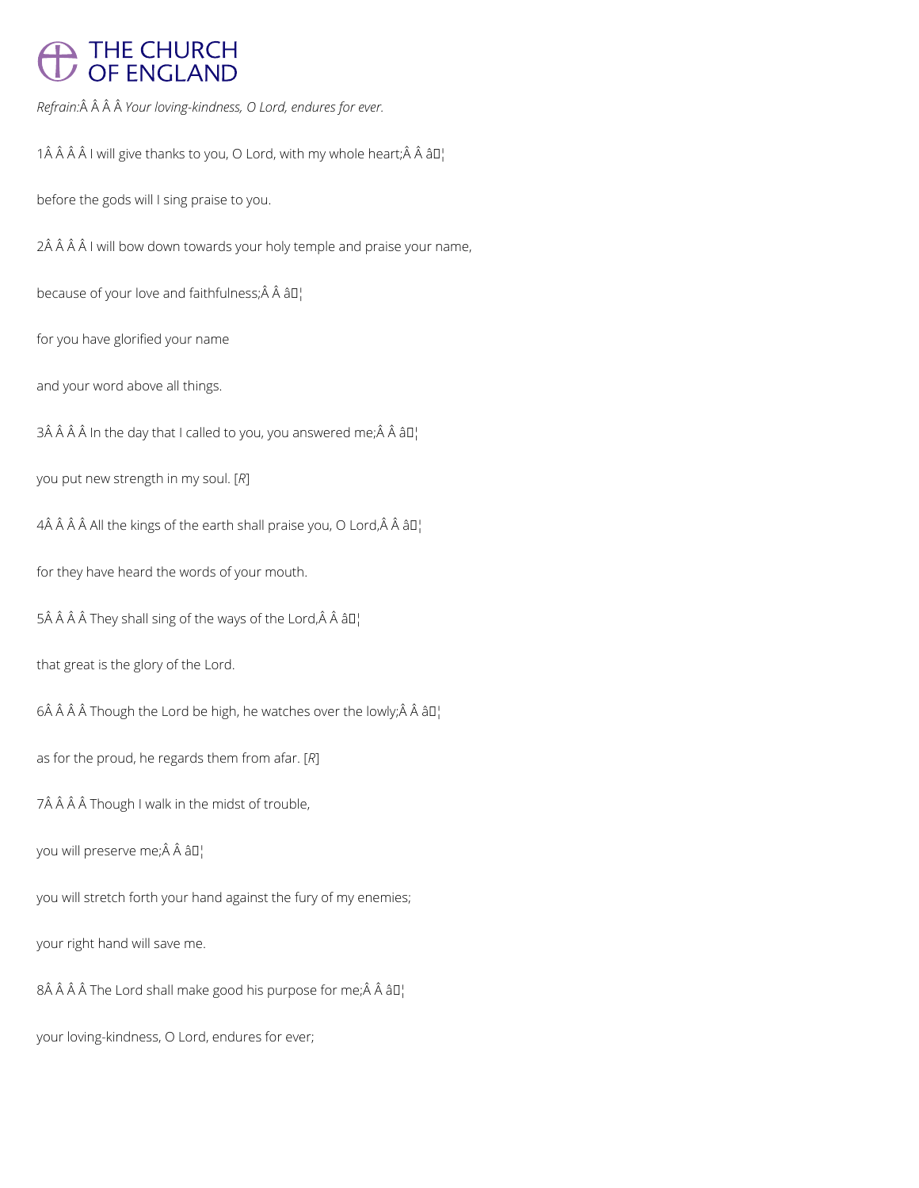*Refrain:* *Your loving-kindness, O Lord, endures for ever.*

1 I will give thanks to you, O Lord, with my whole heart; ♦

before the gods will I sing praise to you.

2 I will bow down towards your holy temple and praise your name,

because of your love and faithfulness; ♦

for you have glorified your name

and your word above all things.

3 In the day that I called to you, you answered me; ♦

you put new strength in my soul. [*R*]

4 All the kings of the earth shall praise you, O Lord, ♦

for they have heard the words of your mouth.

5 They shall sing of the ways of the Lord, ♦

that great is the glory of the Lord.

6 Though the Lord be high, he watches over the lowly; ♦

as for the proud, he regards them from afar. [*R*]

7 Though I walk in the midst of trouble,

you will preserve me; ♦

you will stretch forth your hand against the fury of my enemies;

your right hand will save me.

8 The Lord shall make good his purpose for me; ♦

your loving-kindness, O Lord, endures for ever;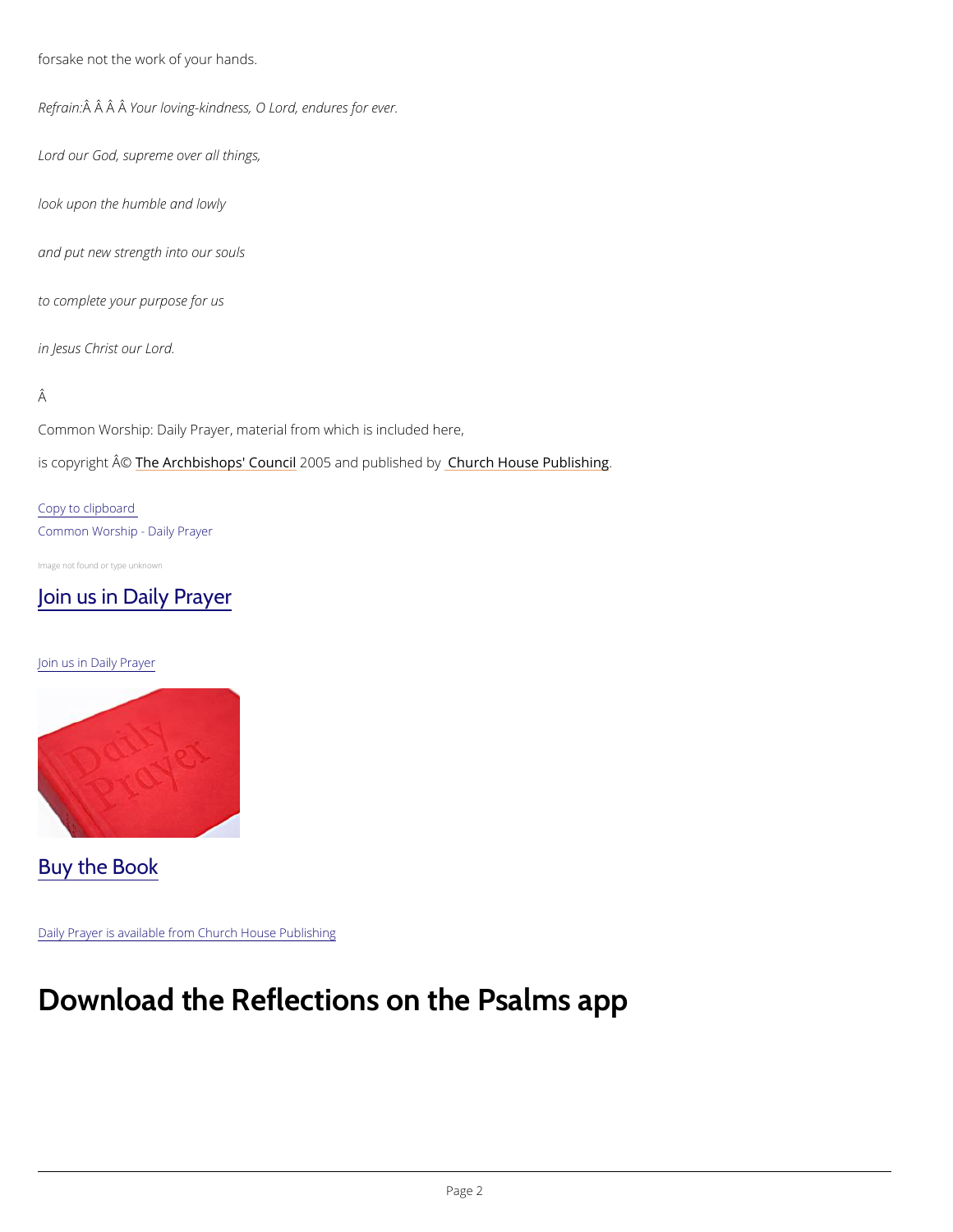forsake not the work of your hands.

*Refrain:Â Â Â Â Your loving-kindness, O Lord, endures for ever.*

*Lord our God, supreme over all things,*

*look upon the humble and lowly*

*and put new strength into our souls*

*to complete your purpose for us*

*in Jesus Christ our Lord.*

Â

Common Worship: Daily Prayer, material from which is included here,

is copyright Â© [The Archbishops' Council](#) 2005 and published by [Church House Publishing](#).

[Copy to clipboard](#)

[Common Worship - Daily Prayer](#)

Image not found or type unknown

## [Join us in Daily Prayer](#)

[Join us in Daily Prayer](#)

## [Buy the Book](#)

[Daily Prayer is available from Church House Publishing](#)

# Download the Reflections on the Psalms app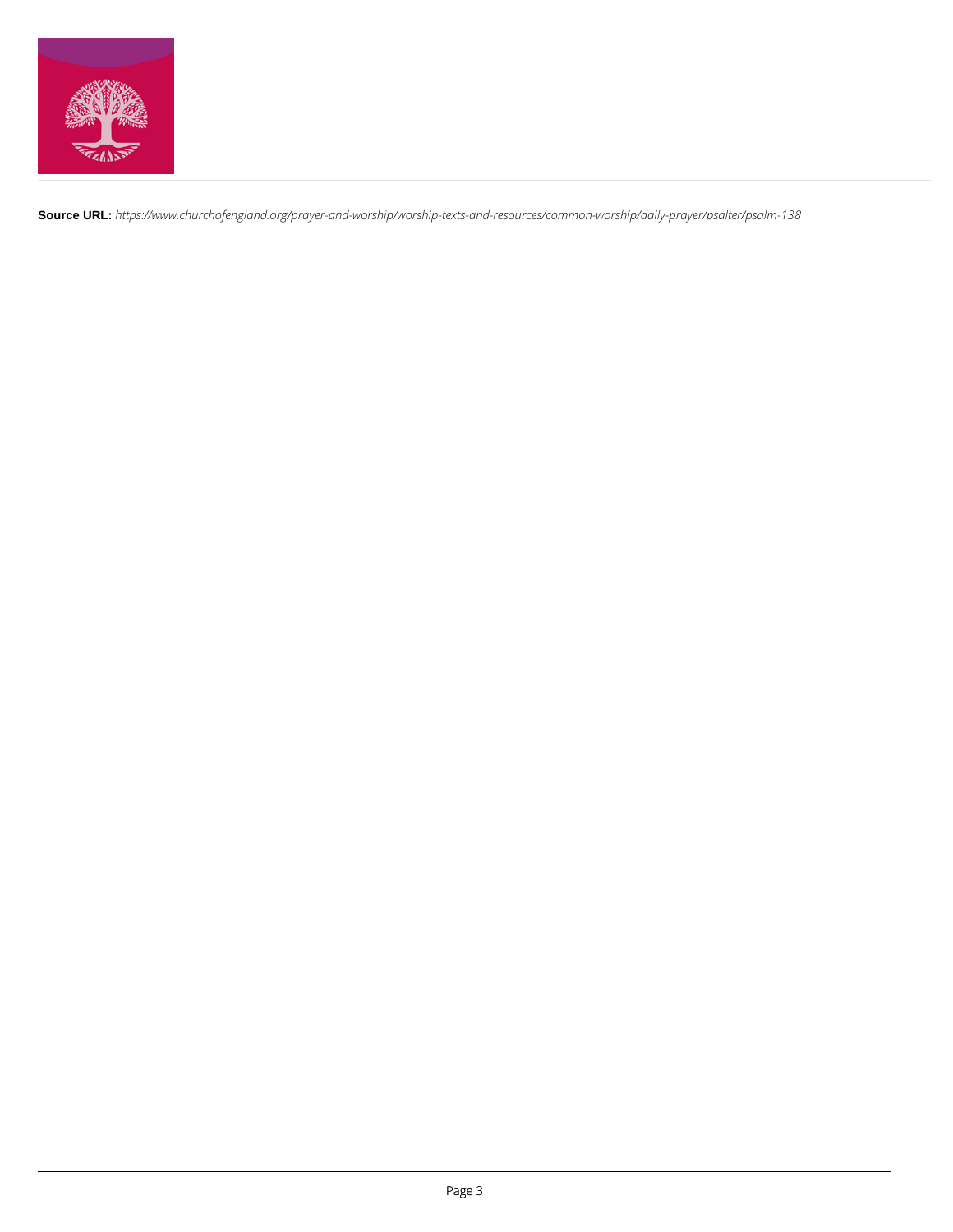**Source URL:** *https://www.churchofengland.org/prayer-and-worship/worship-texts-and-resources/common-worship/daily-prayer/psalter/psalm-138*